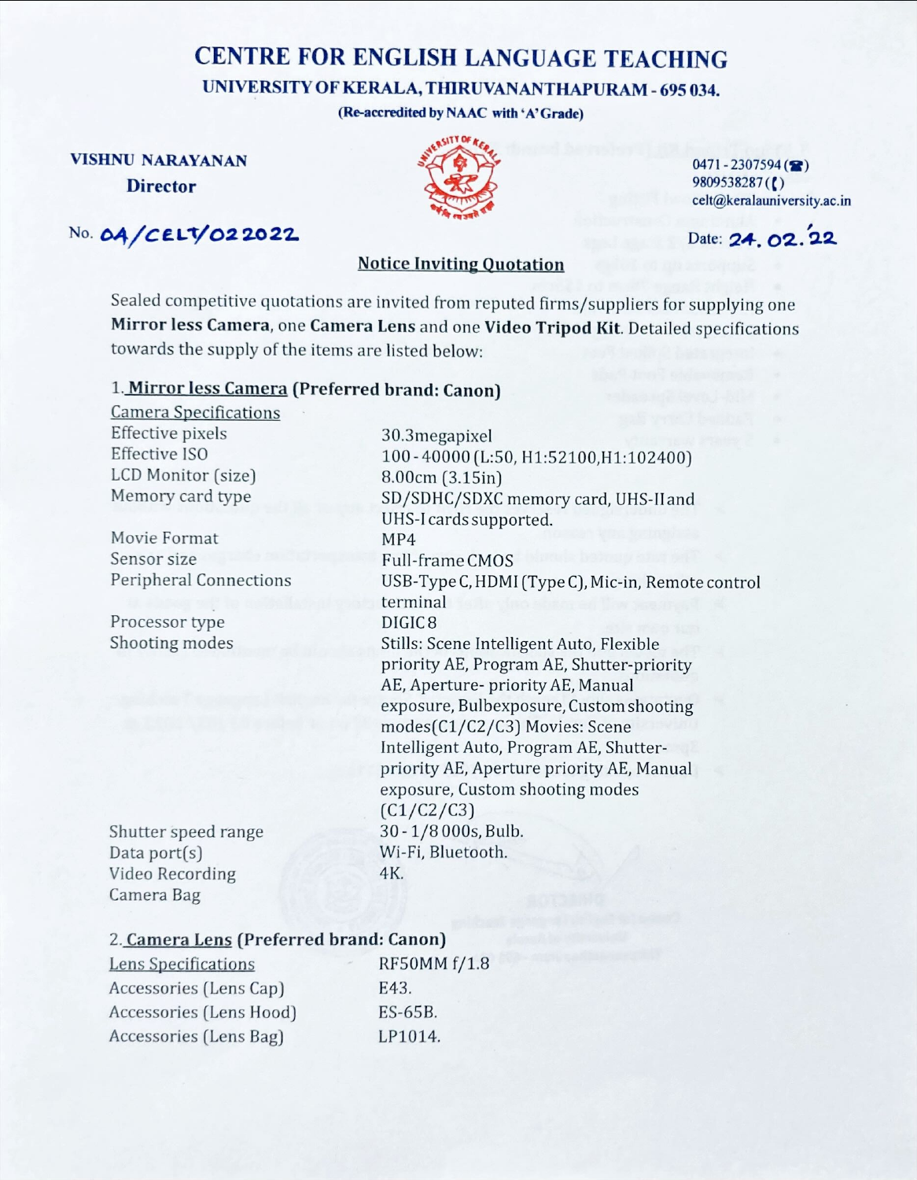# CENTRE FOR ENGLISH LANGUAGE TEACHING

**UNIVERSITY OF KERALA, THIRUVANANTHAPURAM - 695 034.**

**(Re-accredited by NAAC with 'A' Grade)**

**VISHNU NARAYANAN**
**Director**

0471 - 2307594
9809538287
celt@keralauniversity.ac.in

No. 04/CELT/022022

Date: 24.02.'22

## Notice Inviting Quotation

Sealed competitive quotations are invited from reputed firms/suppliers for supplying one **Mirror less Camera**, one **Camera Lens** and one **Video Tripod Kit**. Detailed specifications towards the supply of the items are listed below:

### 1. Mirror less Camera (Preferred brand: Canon)

| Camera Specifications | |
|---|---|
| Effective pixels | 30.3megapixel |
| Effective ISO | 100 - 40000 (L:50, H1:52100,H1:102400) |
| LCD Monitor (size) | 8.00cm (3.15in) |
| Memory card type | SD/SDHC/SDXC memory card, UHS-II and UHS-I cards supported. |
| Movie Format | MP4 |
| Sensor size | Full-frame CMOS |
| Peripheral Connections | USB-Type C, HDMI (Type C), Mic-in, Remote control terminal |
| Processor type | DIGIC 8 |
| Shooting modes | Stills: Scene Intelligent Auto, Flexible priority AE, Program AE, Shutter-priority AE, Aperture- priority AE, Manual exposure, Bulb exposure, Custom shooting modes(C1/C2/C3) Movies: Scene Intelligent Auto, Program AE, Shutter-priority AE, Aperture priority AE, Manual exposure, Custom shooting modes (C1/C2/C3) |
| Shutter speed range | 30 - 1/8 000s, Bulb. |
| Data port(s) | Wi-Fi, Bluetooth. |
| Video Recording | 4K. |
| Camera Bag | |

### 2. Camera Lens (Preferred brand: Canon)

| Lens Specifications | RF50MM f/1.8 |
|---|---|
| Accessories (Lens Cap) | E43. |
| Accessories (Lens Hood) | ES-65B. |
| Accessories (Lens Bag) | LP1014. |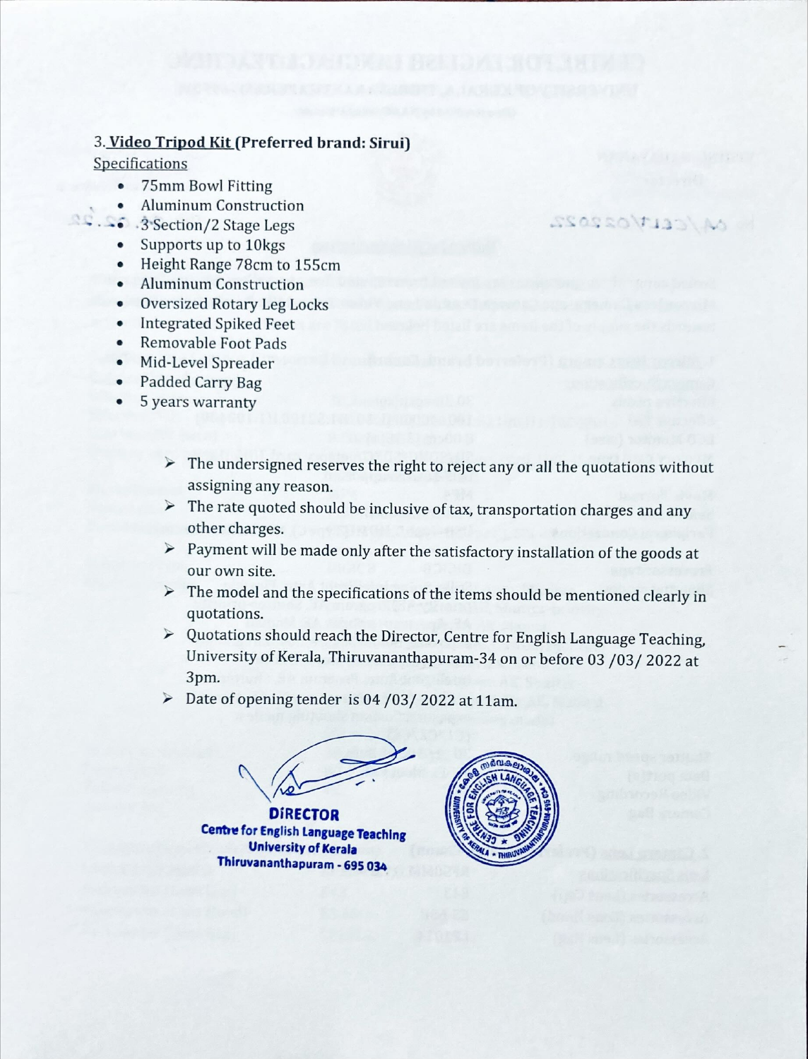### 3. Video Tripod Kit (Preferred brand: Sirui)

Specifications

- 75mm Bowl Fitting
- Aluminum Construction
- 3 Section/2 Stage Legs
- Supports up to 10kgs
- Height Range 78cm to 155cm
- Aluminum Construction
- Oversized Rotary Leg Locks
- Integrated Spiked Feet
- Removable Foot Pads
- Mid-Level Spreader
- Padded Carry Bag
- 5 years warranty

> - The undersigned reserves the right to reject any or all the quotations without assigning any reason.
> - The rate quoted should be inclusive of tax, transportation charges and any other charges.
> - Payment will be made only after the satisfactory installation of the goods at our own site.
> - The model and the specifications of the items should be mentioned clearly in quotations.
> - Quotations should reach the Director, Centre for English Language Teaching, University of Kerala, Thiruvananthapuram-34 on or before 03 /03/ 2022 at 3pm.
> - Date of opening tender is 04 /03/ 2022 at 11am.

**DIRECTOR**
**Centre for English Language Teaching**
**University of Kerala**
**Thiruvananthapuram - 695 034**